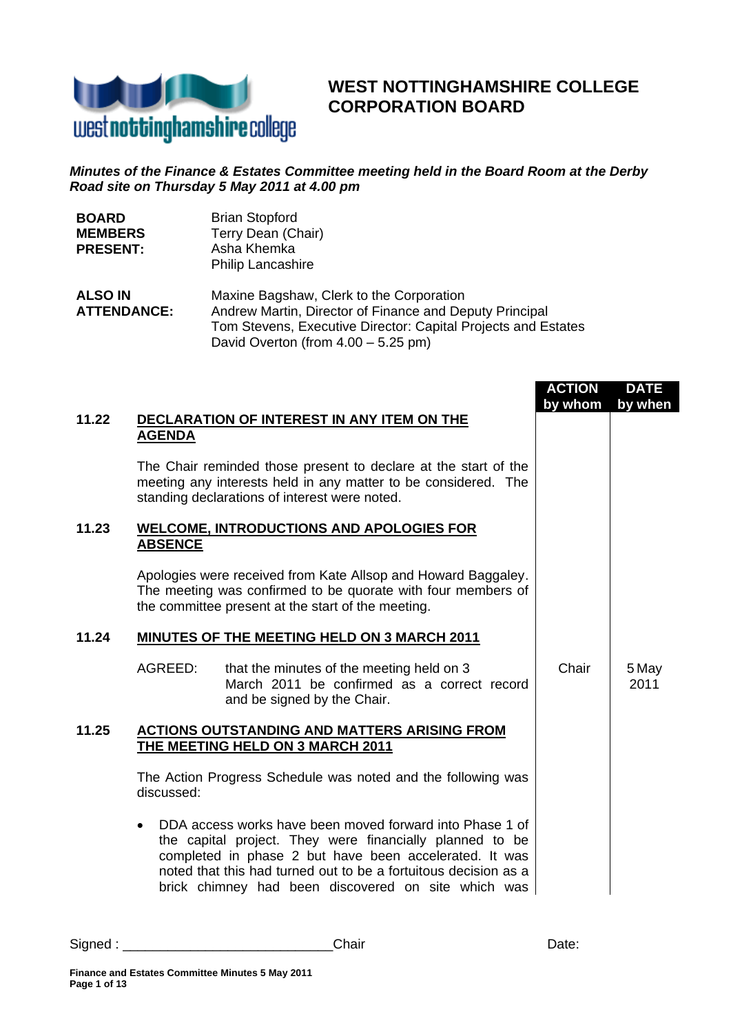# WEST NOTTINGHAMSHIRE COLLEGE CORPORATION BOARD

***Minutes of the Finance & Estates Committee meeting held in the Board Room at the Derby Road site on Thursday 5 May 2011 at 4.00 pm***

| | |
|---|---|
| **BOARD MEMBERS PRESENT:** | Brian Stopford<br>Terry Dean (Chair)<br>Asha Khemka<br>Philip Lancashire |
| **ALSO IN ATTENDANCE:** | Maxine Bagshaw, Clerk to the Corporation<br>Andrew Martin, Director of Finance and Deputy Principal<br>Tom Stevens, Executive Director: Capital Projects and Estates<br>David Overton (from 4.00 – 5.25 pm) |

| | | ACTION by whom | DATE by when |
|---|---|---|---|
| **11.22** | **DECLARATION OF INTEREST IN ANY ITEM ON THE AGENDA** | | |
| | The Chair reminded those present to declare at the start of the meeting any interests held in any matter to be considered. The standing declarations of interest were noted. | | |
| **11.23** | **WELCOME, INTRODUCTIONS AND APOLOGIES FOR ABSENCE** | | |
| | Apologies were received from Kate Allsop and Howard Baggaley. The meeting was confirmed to be quorate with four members of the committee present at the start of the meeting. | | |
| **11.24** | **MINUTES OF THE MEETING HELD ON 3 MARCH 2011** | | |
| | AGREED: that the minutes of the meeting held on 3 March 2011 be confirmed as a correct record and be signed by the Chair. | Chair | 5 May 2011 |
| **11.25** | **ACTIONS OUTSTANDING AND MATTERS ARISING FROM THE MEETING HELD ON 3 MARCH 2011** | | |
| | The Action Progress Schedule was noted and the following was discussed: | | |
| | • DDA access works have been moved forward into Phase 1 of the capital project. They were financially planned to be completed in phase 2 but have been accelerated. It was noted that this had turned out to be a fortuitous decision as a brick chimney had been discovered on site which was | | |

Signed : ___________________________Chair Date: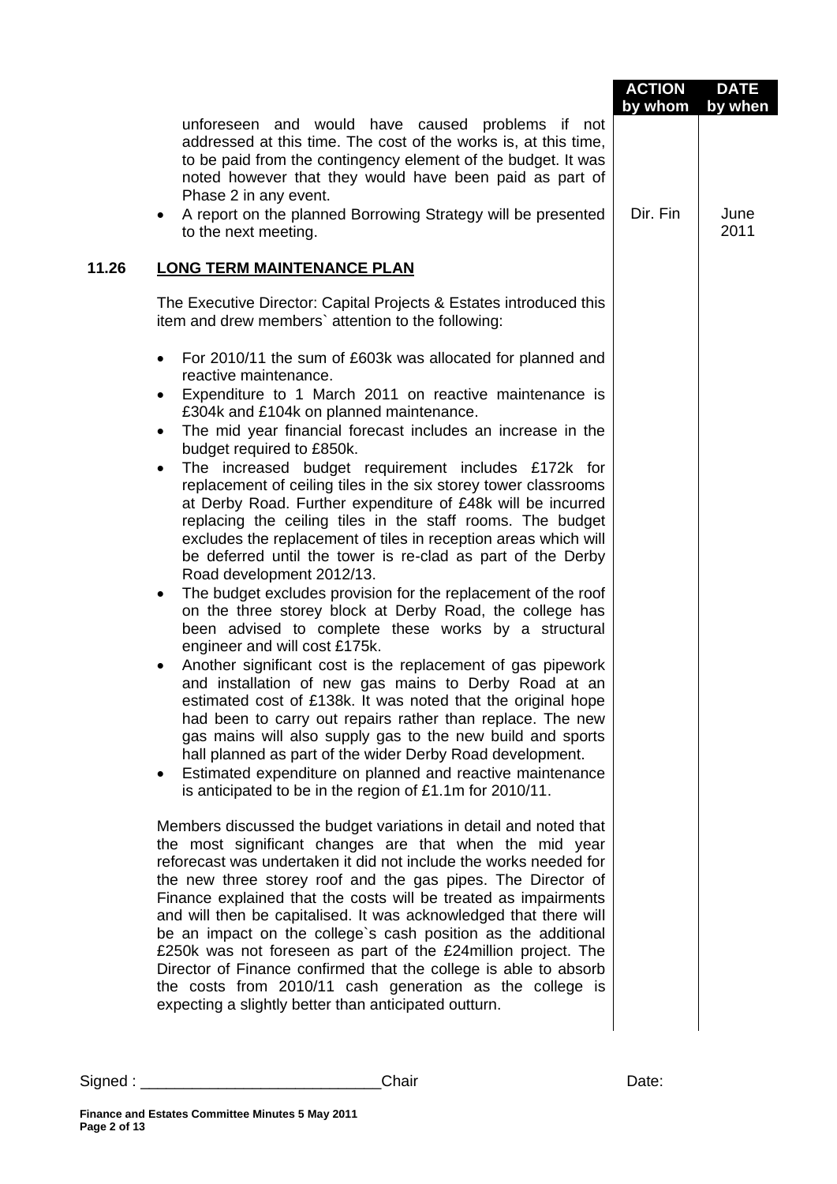| | | ACTION by whom | DATE by when |
|---|---|---|---|
| | unforeseen and would have caused problems if not addressed at this time. The cost of the works is, at this time, to be paid from the contingency element of the budget. It was noted however that they would have been paid as part of Phase 2 in any event. | | |
| | • A report on the planned Borrowing Strategy will be presented to the next meeting. | Dir. Fin | June 2011 |

**11.26 LONG TERM MAINTENANCE PLAN**

The Executive Director: Capital Projects & Estates introduced this item and drew members` attention to the following:

- For 2010/11 the sum of £603k was allocated for planned and reactive maintenance.
- Expenditure to 1 March 2011 on reactive maintenance is £304k and £104k on planned maintenance.
- The mid year financial forecast includes an increase in the budget required to £850k.
- The increased budget requirement includes £172k for replacement of ceiling tiles in the six storey tower classrooms at Derby Road. Further expenditure of £48k will be incurred replacing the ceiling tiles in the staff rooms. The budget excludes the replacement of tiles in reception areas which will be deferred until the tower is re-clad as part of the Derby Road development 2012/13.
- The budget excludes provision for the replacement of the roof on the three storey block at Derby Road, the college has been advised to complete these works by a structural engineer and will cost £175k.
- Another significant cost is the replacement of gas pipework and installation of new gas mains to Derby Road at an estimated cost of £138k. It was noted that the original hope had been to carry out repairs rather than replace. The new gas mains will also supply gas to the new build and sports hall planned as part of the wider Derby Road development.
- Estimated expenditure on planned and reactive maintenance is anticipated to be in the region of £1.1m for 2010/11.

Members discussed the budget variations in detail and noted that the most significant changes are that when the mid year reforecast was undertaken it did not include the works needed for the new three storey roof and the gas pipes. The Director of Finance explained that the costs will be treated as impairments and will then be capitalised. It was acknowledged that there will be an impact on the college`s cash position as the additional £250k was not foreseen as part of the £24million project. The Director of Finance confirmed that the college is able to absorb the costs from 2010/11 cash generation as the college is expecting a slightly better than anticipated outturn.

Signed : \_\_\_\_\_\_\_\_\_\_\_\_\_\_\_\_\_\_\_\_\_\_\_\_\_\_\_\_Chair Date:

**Finance and Estates Committee Minutes 5 May 2011**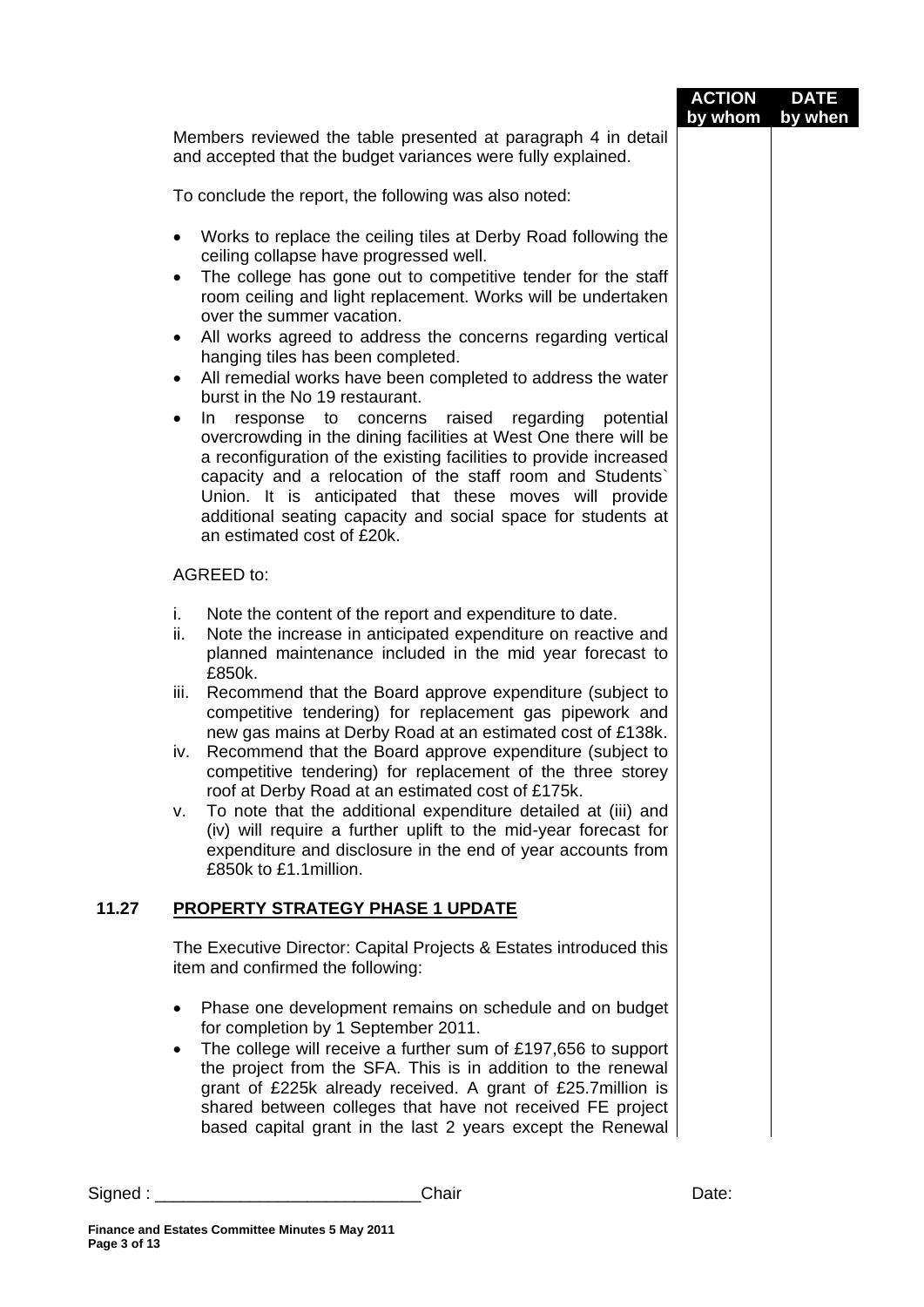| | ACTION by whom | DATE by when |
|---|---|---|

Members reviewed the table presented at paragraph 4 in detail and accepted that the budget variances were fully explained.

To conclude the report, the following was also noted:

- Works to replace the ceiling tiles at Derby Road following the ceiling collapse have progressed well.
- The college has gone out to competitive tender for the staff room ceiling and light replacement. Works will be undertaken over the summer vacation.
- All works agreed to address the concerns regarding vertical hanging tiles has been completed.
- All remedial works have been completed to address the water burst in the No 19 restaurant.
- In response to concerns raised regarding potential overcrowding in the dining facilities at West One there will be a reconfiguration of the existing facilities to provide increased capacity and a relocation of the staff room and Students` Union. It is anticipated that these moves will provide additional seating capacity and social space for students at an estimated cost of £20k.

AGREED to:

i. Note the content of the report and expenditure to date.
ii. Note the increase in anticipated expenditure on reactive and planned maintenance included in the mid year forecast to £850k.
iii. Recommend that the Board approve expenditure (subject to competitive tendering) for replacement gas pipework and new gas mains at Derby Road at an estimated cost of £138k.
iv. Recommend that the Board approve expenditure (subject to competitive tendering) for replacement of the three storey roof at Derby Road at an estimated cost of £175k.
v. To note that the additional expenditure detailed at (iii) and (iv) will require a further uplift to the mid-year forecast for expenditure and disclosure in the end of year accounts from £850k to £1.1million.

## 11.27 PROPERTY STRATEGY PHASE 1 UPDATE

The Executive Director: Capital Projects & Estates introduced this item and confirmed the following:

- Phase one development remains on schedule and on budget for completion by 1 September 2011.
- The college will receive a further sum of £197,656 to support the project from the SFA. This is in addition to the renewal grant of £225k already received. A grant of £25.7million is shared between colleges that have not received FE project based capital grant in the last 2 years except the Renewal

Signed : ____________________________Chair Date: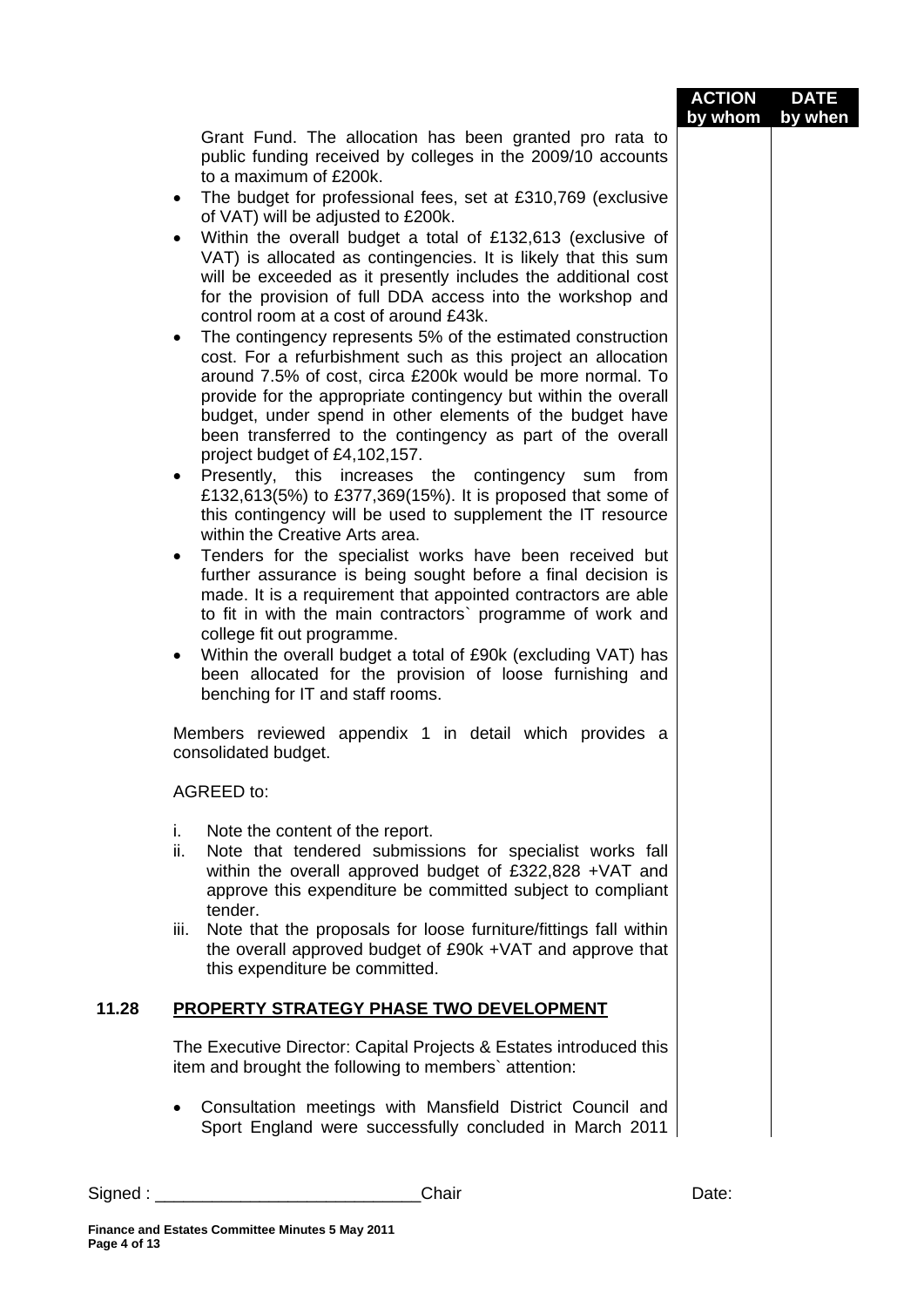| | | ACTION by whom | DATE by when |
|---|---|---|---|

Grant Fund. The allocation has been granted pro rata to public funding received by colleges in the 2009/10 accounts to a maximum of £200k.

- The budget for professional fees, set at £310,769 (exclusive of VAT) will be adjusted to £200k.
- Within the overall budget a total of £132,613 (exclusive of VAT) is allocated as contingencies. It is likely that this sum will be exceeded as it presently includes the additional cost for the provision of full DDA access into the workshop and control room at a cost of around £43k.
- The contingency represents 5% of the estimated construction cost. For a refurbishment such as this project an allocation around 7.5% of cost, circa £200k would be more normal. To provide for the appropriate contingency but within the overall budget, under spend in other elements of the budget have been transferred to the contingency as part of the overall project budget of £4,102,157.
- Presently, this increases the contingency sum from £132,613(5%) to £377,369(15%). It is proposed that some of this contingency will be used to supplement the IT resource within the Creative Arts area.
- Tenders for the specialist works have been received but further assurance is being sought before a final decision is made. It is a requirement that appointed contractors are able to fit in with the main contractors` programme of work and college fit out programme.
- Within the overall budget a total of £90k (excluding VAT) has been allocated for the provision of loose furnishing and benching for IT and staff rooms.

Members reviewed appendix 1 in detail which provides a consolidated budget.

AGREED to:

i. Note the content of the report.
ii. Note that tendered submissions for specialist works fall within the overall approved budget of £322,828 +VAT and approve this expenditure be committed subject to compliant tender.
iii. Note that the proposals for loose furniture/fittings fall within the overall approved budget of £90k +VAT and approve that this expenditure be committed.

## 11.28 PROPERTY STRATEGY PHASE TWO DEVELOPMENT

The Executive Director: Capital Projects & Estates introduced this item and brought the following to members` attention:

- Consultation meetings with Mansfield District Council and Sport England were successfully concluded in March 2011

Signed : ___________________________Chair Date:

**Finance and Estates Committee Minutes 5 May 2011**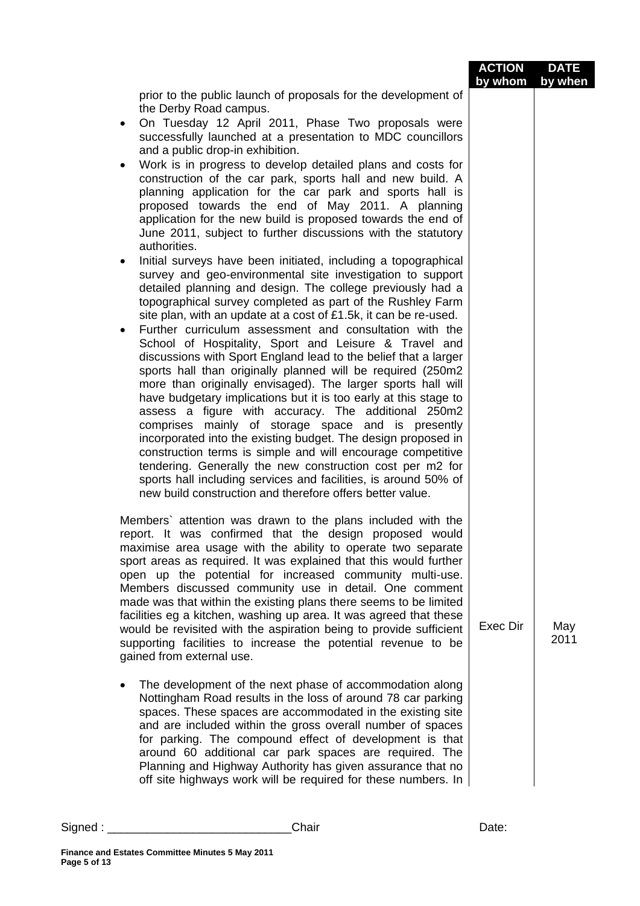| | ACTION by whom | DATE by when |
|---|---|---|
| prior to the public launch of proposals for the development of the Derby Road campus.<br>• On Tuesday 12 April 2011, Phase Two proposals were successfully launched at a presentation to MDC councillors and a public drop-in exhibition.<br>• Work is in progress to develop detailed plans and costs for construction of the car park, sports hall and new build. A planning application for the car park and sports hall is proposed towards the end of May 2011. A planning application for the new build is proposed towards the end of June 2011, subject to further discussions with the statutory authorities.<br>• Initial surveys have been initiated, including a topographical survey and geo-environmental site investigation to support detailed planning and design. The college previously had a topographical survey completed as part of the Rushley Farm site plan, with an update at a cost of £1.5k, it can be re-used.<br>• Further curriculum assessment and consultation with the School of Hospitality, Sport and Leisure & Travel and discussions with Sport England lead to the belief that a larger sports hall than originally planned will be required (250m2 more than originally envisaged). The larger sports hall will have budgetary implications but it is too early at this stage to assess a figure with accuracy. The additional 250m2 comprises mainly of storage space and is presently incorporated into the existing budget. The design proposed in construction terms is simple and will encourage competitive tendering. Generally the new construction cost per m2 for sports hall including services and facilities, is around 50% of new build construction and therefore offers better value. | | |
| Members` attention was drawn to the plans included with the report. It was confirmed that the design proposed would maximise area usage with the ability to operate two separate sport areas as required. It was explained that this would further open up the potential for increased community multi-use. Members discussed community use in detail. One comment made was that within the existing plans there seems to be limited facilities eg a kitchen, washing up area. It was agreed that these would be revisited with the aspiration being to provide sufficient supporting facilities to increase the potential revenue to be gained from external use. | Exec Dir | May 2011 |
| • The development of the next phase of accommodation along Nottingham Road results in the loss of around 78 car parking spaces. These spaces are accommodated in the existing site and are included within the gross overall number of spaces for parking. The compound effect of development is that around 60 additional car park spaces are required. The Planning and Highway Authority has given assurance that no off site highways work will be required for these numbers. In | | |

Signed : ____________________________Chair Date:

**Finance and Estates Committee Minutes 5 May 2011**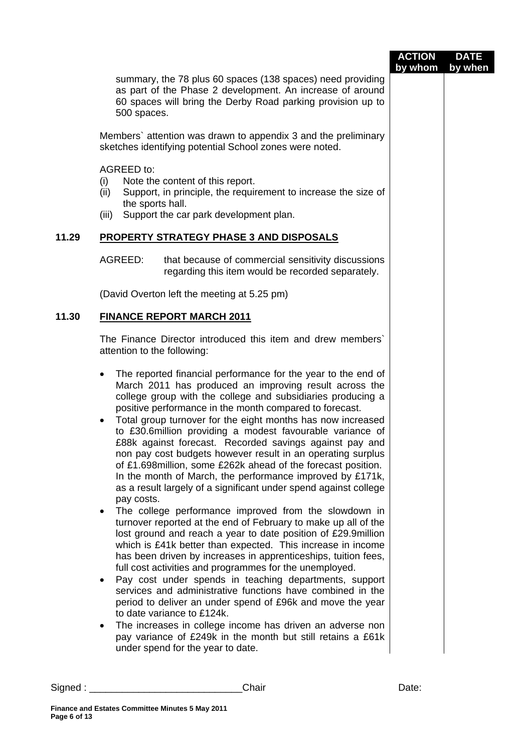summary, the 78 plus 60 spaces (138 spaces) need providing as part of the Phase 2 development. An increase of around 60 spaces will bring the Derby Road parking provision up to 500 spaces.

Members` attention was drawn to appendix 3 and the preliminary sketches identifying potential School zones were noted.

AGREED to:

(i) Note the content of this report.
(ii) Support, in principle, the requirement to increase the size of the sports hall.
(iii) Support the car park development plan.

## 11.29 PROPERTY STRATEGY PHASE 3 AND DISPOSALS

AGREED: that because of commercial sensitivity discussions regarding this item would be recorded separately.

(David Overton left the meeting at 5.25 pm)

## 11.30 FINANCE REPORT MARCH 2011

The Finance Director introduced this item and drew members` attention to the following:

- The reported financial performance for the year to the end of March 2011 has produced an improving result across the college group with the college and subsidiaries producing a positive performance in the month compared to forecast.
- Total group turnover for the eight months has now increased to £30.6million providing a modest favourable variance of £88k against forecast. Recorded savings against pay and non pay cost budgets however result in an operating surplus of £1.698million, some £262k ahead of the forecast position. In the month of March, the performance improved by £171k, as a result largely of a significant under spend against college pay costs.
- The college performance improved from the slowdown in turnover reported at the end of February to make up all of the lost ground and reach a year to date position of £29.9million which is £41k better than expected. This increase in income has been driven by increases in apprenticeships, tuition fees, full cost activities and programmes for the unemployed.
- Pay cost under spends in teaching departments, support services and administrative functions have combined in the period to deliver an under spend of £96k and move the year to date variance to £124k.
- The increases in college income has driven an adverse non pay variance of £249k in the month but still retains a £61k under spend for the year to date.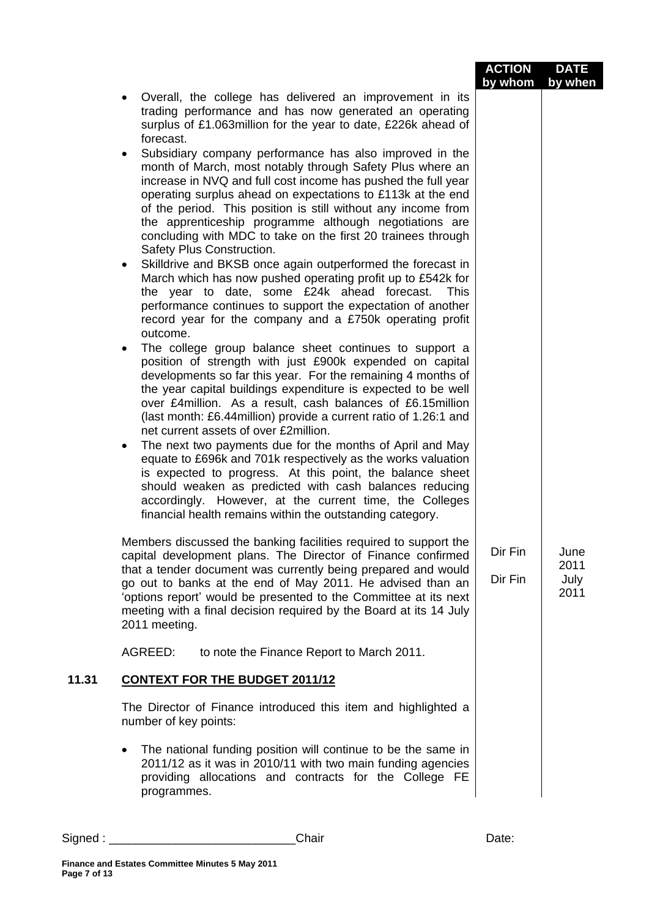| | ACTION by whom | DATE by when |
|---|---|---|
| • Overall, the college has delivered an improvement in its trading performance and has now generated an operating surplus of £1.063million for the year to date, £226k ahead of forecast. | | |
| • Subsidiary company performance has also improved in the month of March, most notably through Safety Plus where an increase in NVQ and full cost income has pushed the full year operating surplus ahead on expectations to £113k at the end of the period. This position is still without any income from the apprenticeship programme although negotiations are concluding with MDC to take on the first 20 trainees through Safety Plus Construction. | | |
| • Skilldrive and BKSB once again outperformed the forecast in March which has now pushed operating profit up to £542k for the year to date, some £24k ahead forecast. This performance continues to support the expectation of another record year for the company and a £750k operating profit outcome. | | |
| • The college group balance sheet continues to support a position of strength with just £900k expended on capital developments so far this year. For the remaining 4 months of the year capital buildings expenditure is expected to be well over £4million. As a result, cash balances of £6.15million (last month: £6.44million) provide a current ratio of 1.26:1 and net current assets of over £2million. | | |
| • The next two payments due for the months of April and May equate to £696k and 701k respectively as the works valuation is expected to progress. At this point, the balance sheet should weaken as predicted with cash balances reducing accordingly. However, at the current time, the Colleges financial health remains within the outstanding category. | | |
| Members discussed the banking facilities required to support the capital development plans. The Director of Finance confirmed that a tender document was currently being prepared and would go out to banks at the end of May 2011. He advised than an 'options report' would be presented to the Committee at its next meeting with a final decision required by the Board at its 14 July 2011 meeting. | Dir Fin<br>Dir Fin | June 2011<br>July 2011 |
| AGREED: to note the Finance Report to March 2011. | | |

## 11.31 CONTEXT FOR THE BUDGET 2011/12

The Director of Finance introduced this item and highlighted a number of key points:

- The national funding position will continue to be the same in 2011/12 as it was in 2010/11 with two main funding agencies providing allocations and contracts for the College FE programmes.

Signed : ___________________________Chair Date: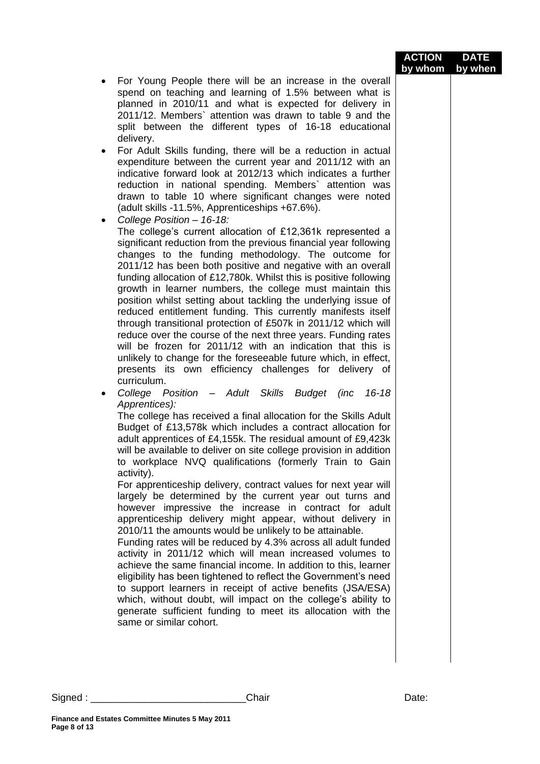| | ACTION by whom | DATE by when |
|---|---|---|
| <ul><li>For Young People there will be an increase in the overall spend on teaching and learning of 1.5% between what is planned in 2010/11 and what is expected for delivery in 2011/12. Members` attention was drawn to table 9 and the split between the different types of 16-18 educational delivery.</li><li>For Adult Skills funding, there will be a reduction in actual expenditure between the current year and 2011/12 with an indicative forward look at 2012/13 which indicates a further reduction in national spending. Members` attention was drawn to table 10 where significant changes were noted (adult skills -11.5%, Apprenticeships +67.6%).</li><li>*College Position – 16-18:*<br>The college's current allocation of £12,361k represented a significant reduction from the previous financial year following changes to the funding methodology. The outcome for 2011/12 has been both positive and negative with an overall funding allocation of £12,780k. Whilst this is positive following growth in learner numbers, the college must maintain this position whilst setting about tackling the underlying issue of reduced entitlement funding. This currently manifests itself through transitional protection of £507k in 2011/12 which will reduce over the course of the next three years. Funding rates will be frozen for 2011/12 with an indication that this is unlikely to change for the foreseeable future which, in effect, presents its own efficiency challenges for delivery of curriculum.</li><li>*College Position – Adult Skills Budget (inc 16-18 Apprentices):*<br>The college has received a final allocation for the Skills Adult Budget of £13,578k which includes a contract allocation for adult apprentices of £4,155k. The residual amount of £9,423k will be available to deliver on site college provision in addition to workplace NVQ qualifications (formerly Train to Gain activity).<br>For apprenticeship delivery, contract values for next year will largely be determined by the current year out turns and however impressive the increase in contract for adult apprenticeship delivery might appear, without delivery in 2010/11 the amounts would be unlikely to be attainable.<br>Funding rates will be reduced by 4.3% across all adult funded activity in 2011/12 which will mean increased volumes to achieve the same financial income. In addition to this, learner eligibility has been tightened to reflect the Government's need to support learners in receipt of active benefits (JSA/ESA) which, without doubt, will impact on the college's ability to generate sufficient funding to meet its allocation with the same or similar cohort.</li></ul> | | |

Signed : ___________________________Chair Date:

**Finance and Estates Committee Minutes 5 May 2011**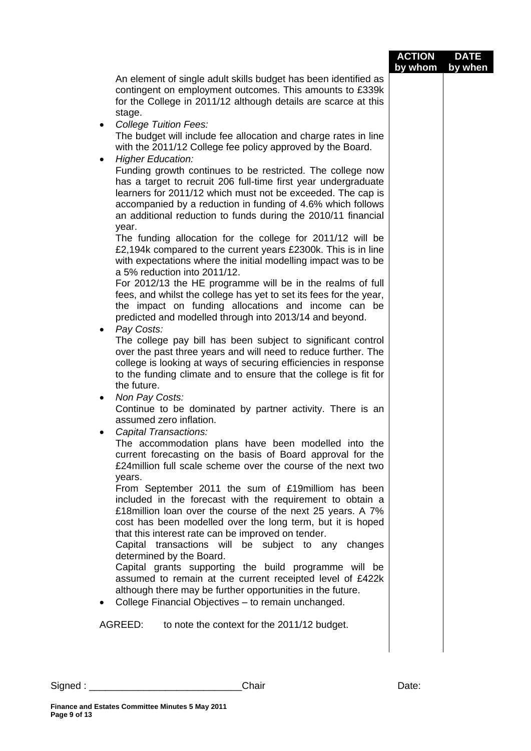| | ACTION by whom | DATE by when |
|---|---|---|
| An element of single adult skills budget has been identified as contingent on employment outcomes. This amounts to £339k for the College in 2011/12 although details are scarce at this stage. | | |

- *College Tuition Fees:*
  The budget will include fee allocation and charge rates in line with the 2011/12 College fee policy approved by the Board.
- *Higher Education:*
  Funding growth continues to be restricted. The college now has a target to recruit 206 full-time first year undergraduate learners for 2011/12 which must not be exceeded. The cap is accompanied by a reduction in funding of 4.6% which follows an additional reduction to funds during the 2010/11 financial year.
  The funding allocation for the college for 2011/12 will be £2,194k compared to the current years £2300k. This is in line with expectations where the initial modelling impact was to be a 5% reduction into 2011/12.
  For 2012/13 the HE programme will be in the realms of full fees, and whilst the college has yet to set its fees for the year, the impact on funding allocations and income can be predicted and modelled through into 2013/14 and beyond.
- *Pay Costs:*
  The college pay bill has been subject to significant control over the past three years and will need to reduce further. The college is looking at ways of securing efficiencies in response to the funding climate and to ensure that the college is fit for the future.
- *Non Pay Costs:*
  Continue to be dominated by partner activity. There is an assumed zero inflation.
- *Capital Transactions:*
  The accommodation plans have been modelled into the current forecasting on the basis of Board approval for the £24million full scale scheme over the course of the next two years.
  From September 2011 the sum of £19milliom has been included in the forecast with the requirement to obtain a £18million loan over the course of the next 25 years. A 7% cost has been modelled over the long term, but it is hoped that this interest rate can be improved on tender.
  Capital transactions will be subject to any changes determined by the Board.
  Capital grants supporting the build programme will be assumed to remain at the current receipted level of £422k although there may be further opportunities in the future.
- College Financial Objectives – to remain unchanged.

AGREED: to note the context for the 2011/12 budget.

Signed : ____________________________Chair Date:

**Finance and Estates Committee Minutes 5 May 2011**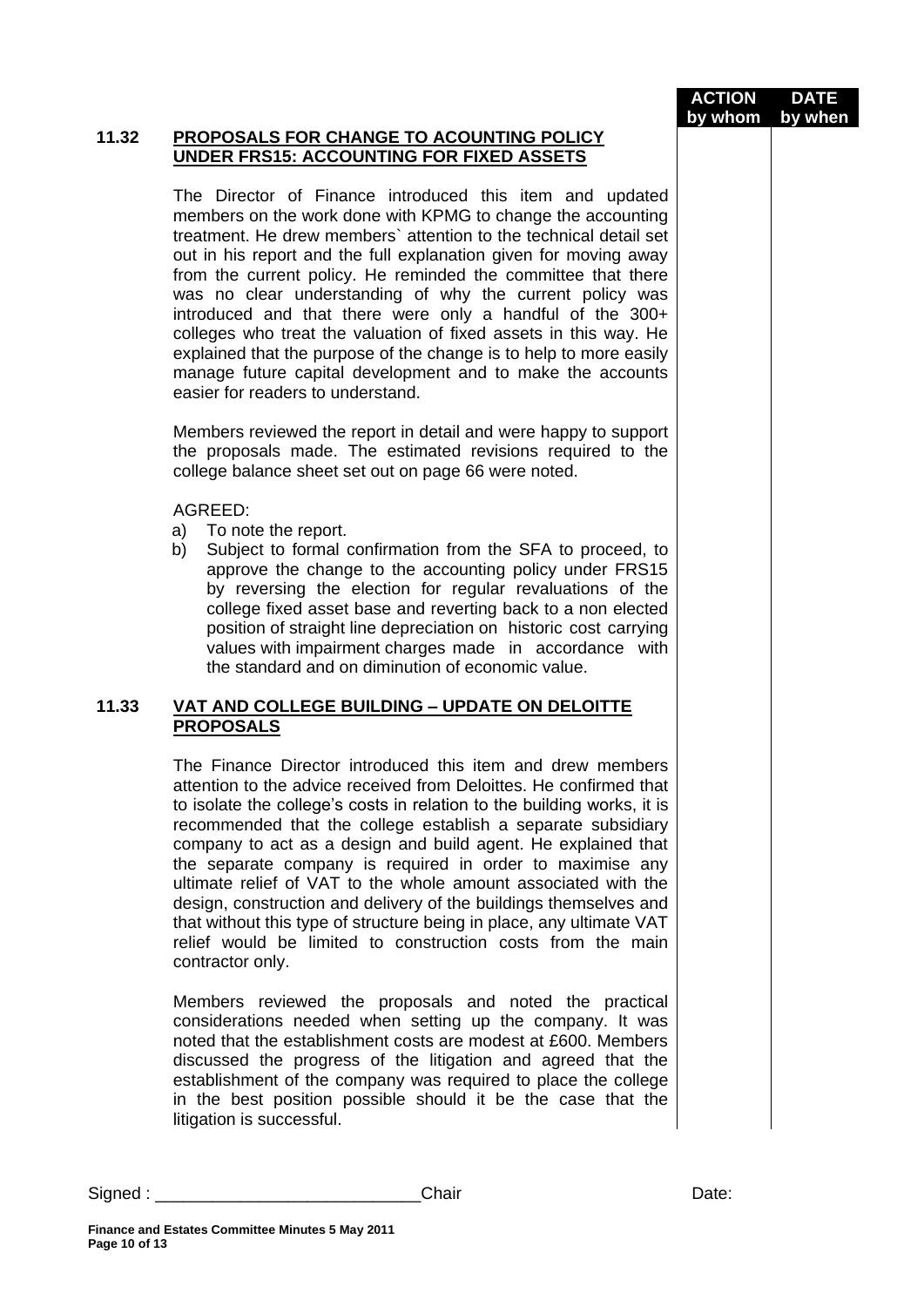| | | ACTION by whom | DATE by when |
|---|---|---|---|

**11.32 PROPOSALS FOR CHANGE TO ACOUNTING POLICY UNDER FRS15: ACCOUNTING FOR FIXED ASSETS**

The Director of Finance introduced this item and updated members on the work done with KPMG to change the accounting treatment. He drew members` attention to the technical detail set out in his report and the full explanation given for moving away from the current policy. He reminded the committee that there was no clear understanding of why the current policy was introduced and that there were only a handful of the 300+ colleges who treat the valuation of fixed assets in this way. He explained that the purpose of the change is to help to more easily manage future capital development and to make the accounts easier for readers to understand.

Members reviewed the report in detail and were happy to support the proposals made. The estimated revisions required to the college balance sheet set out on page 66 were noted.

AGREED:

a) To note the report.
b) Subject to formal confirmation from the SFA to proceed, to approve the change to the accounting policy under FRS15 by reversing the election for regular revaluations of the college fixed asset base and reverting back to a non elected position of straight line depreciation on historic cost carrying values with impairment charges made in accordance with the standard and on diminution of economic value.

**11.33 VAT AND COLLEGE BUILDING – UPDATE ON DELOITTE PROPOSALS**

The Finance Director introduced this item and drew members attention to the advice received from Deloittes. He confirmed that to isolate the college's costs in relation to the building works, it is recommended that the college establish a separate subsidiary company to act as a design and build agent. He explained that the separate company is required in order to maximise any ultimate relief of VAT to the whole amount associated with the design, construction and delivery of the buildings themselves and that without this type of structure being in place, any ultimate VAT relief would be limited to construction costs from the main contractor only.

Members reviewed the proposals and noted the practical considerations needed when setting up the company. It was noted that the establishment costs are modest at £600. Members discussed the progress of the litigation and agreed that the establishment of the company was required to place the college in the best position possible should it be the case that the litigation is successful.

Signed : ____________________________Chair Date:

**Finance and Estates Committee Minutes 5 May 2011**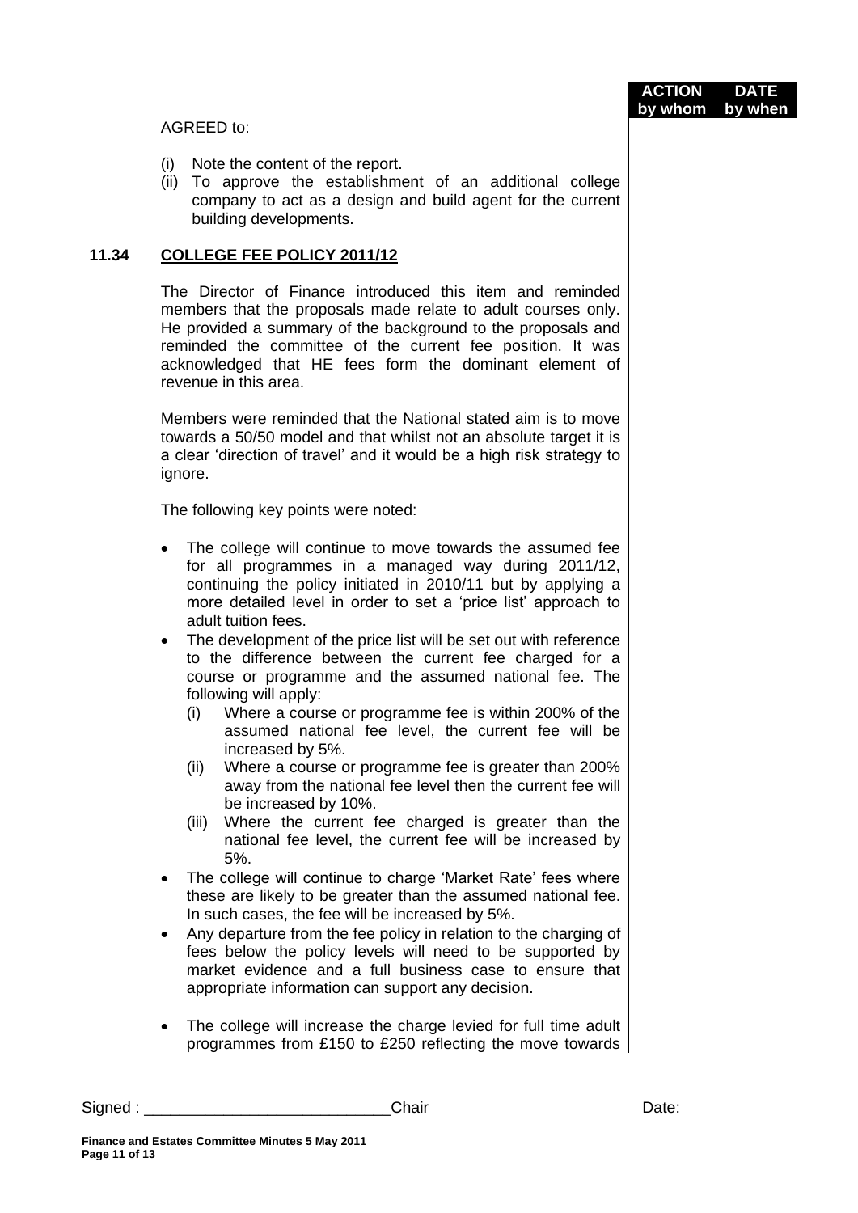| | | ACTION by whom | DATE by when |
|---|---|---|---|

AGREED to:

(i) Note the content of the report.
(ii) To approve the establishment of an additional college company to act as a design and build agent for the current building developments.

**11.34 COLLEGE FEE POLICY 2011/12**

The Director of Finance introduced this item and reminded members that the proposals made relate to adult courses only. He provided a summary of the background to the proposals and reminded the committee of the current fee position. It was acknowledged that HE fees form the dominant element of revenue in this area.

Members were reminded that the National stated aim is to move towards a 50/50 model and that whilst not an absolute target it is a clear 'direction of travel' and it would be a high risk strategy to ignore.

The following key points were noted:

- The college will continue to move towards the assumed fee for all programmes in a managed way during 2011/12, continuing the policy initiated in 2010/11 but by applying a more detailed level in order to set a 'price list' approach to adult tuition fees.
- The development of the price list will be set out with reference to the difference between the current fee charged for a course or programme and the assumed national fee. The following will apply:
  - (i) Where a course or programme fee is within 200% of the assumed national fee level, the current fee will be increased by 5%.
  - (ii) Where a course or programme fee is greater than 200% away from the national fee level then the current fee will be increased by 10%.
  - (iii) Where the current fee charged is greater than the national fee level, the current fee will be increased by 5%.
- The college will continue to charge 'Market Rate' fees where these are likely to be greater than the assumed national fee. In such cases, the fee will be increased by 5%.
- Any departure from the fee policy in relation to the charging of fees below the policy levels will need to be supported by market evidence and a full business case to ensure that appropriate information can support any decision.

- The college will increase the charge levied for full time adult programmes from £150 to £250 reflecting the move towards

Signed : ___________________________Chair Date: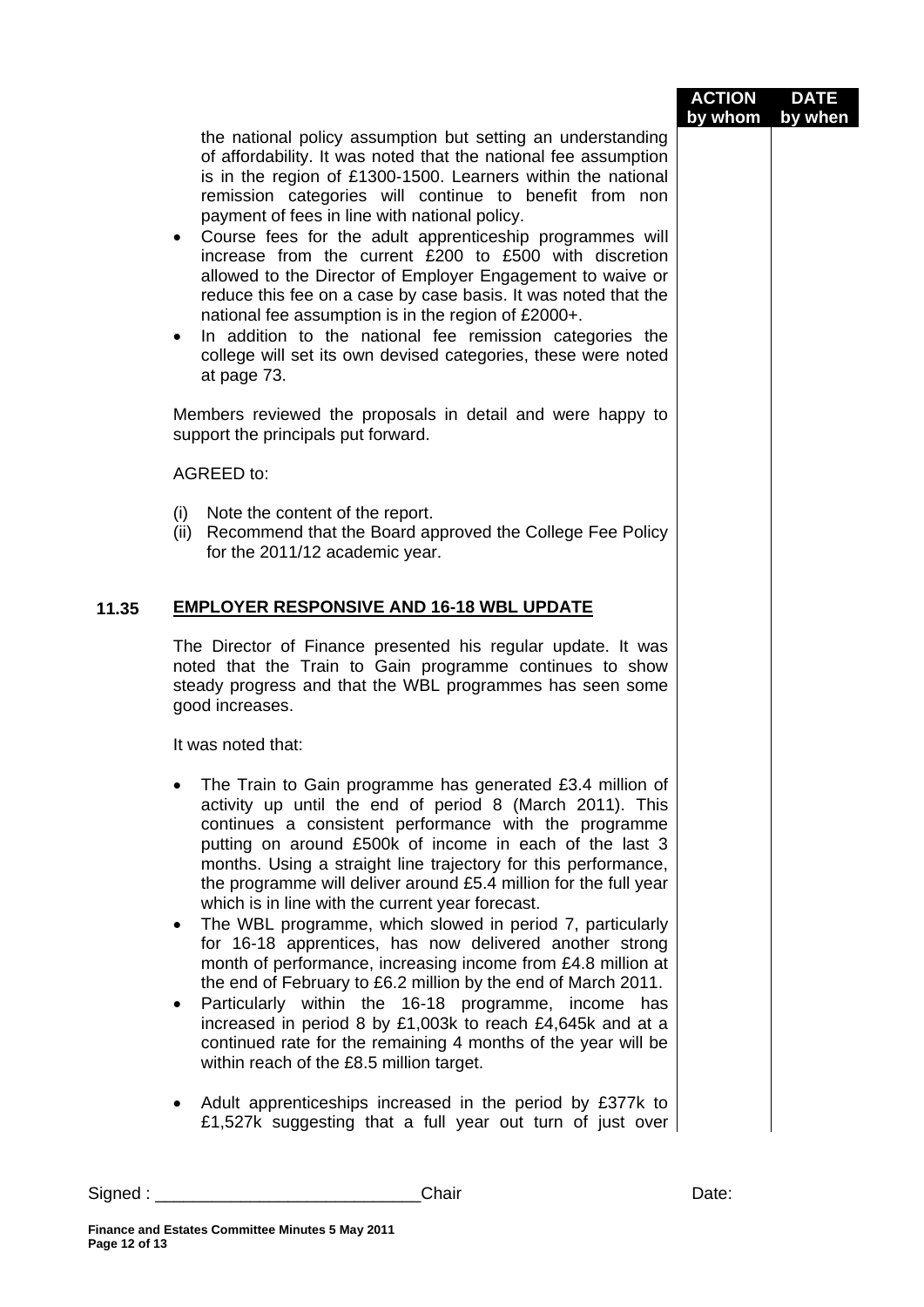| | | ACTION by whom | DATE by when |
|---|---|---|---|

the national policy assumption but setting an understanding of affordability. It was noted that the national fee assumption is in the region of £1300-1500. Learners within the national remission categories will continue to benefit from non payment of fees in line with national policy.

- Course fees for the adult apprenticeship programmes will increase from the current £200 to £500 with discretion allowed to the Director of Employer Engagement to waive or reduce this fee on a case by case basis. It was noted that the national fee assumption is in the region of £2000+.
- In addition to the national fee remission categories the college will set its own devised categories, these were noted at page 73.

Members reviewed the proposals in detail and were happy to support the principals put forward.

AGREED to:

(i) Note the content of the report.
(ii) Recommend that the Board approved the College Fee Policy for the 2011/12 academic year.

## 11.35 EMPLOYER RESPONSIVE AND 16-18 WBL UPDATE

The Director of Finance presented his regular update. It was noted that the Train to Gain programme continues to show steady progress and that the WBL programmes has seen some good increases.

It was noted that:

- The Train to Gain programme has generated £3.4 million of activity up until the end of period 8 (March 2011). This continues a consistent performance with the programme putting on around £500k of income in each of the last 3 months. Using a straight line trajectory for this performance, the programme will deliver around £5.4 million for the full year which is in line with the current year forecast.
- The WBL programme, which slowed in period 7, particularly for 16-18 apprentices, has now delivered another strong month of performance, increasing income from £4.8 million at the end of February to £6.2 million by the end of March 2011.
- Particularly within the 16-18 programme, income has increased in period 8 by £1,003k to reach £4,645k and at a continued rate for the remaining 4 months of the year will be within reach of the £8.5 million target.

- Adult apprenticeships increased in the period by £377k to £1,527k suggesting that a full year out turn of just over

Signed : ____________________________Chair Date: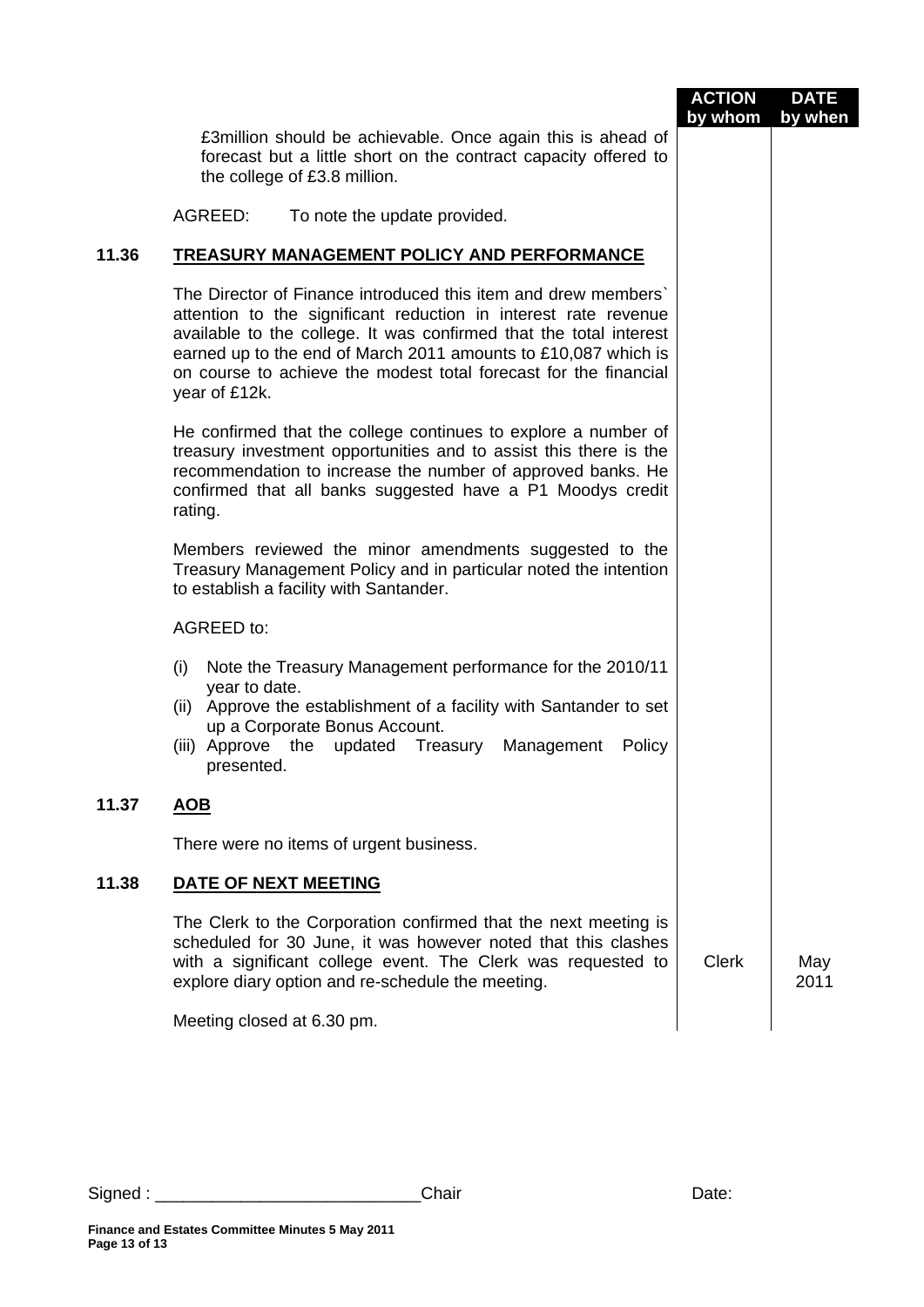| | | ACTION by whom | DATE by when |
|---|---|---|---|
| | £3million should be achievable. Once again this is ahead of forecast but a little short on the contract capacity offered to the college of £3.8 million. | | |
| | AGREED: To note the update provided. | | |
| **11.36** | **TREASURY MANAGEMENT POLICY AND PERFORMANCE** | | |
| | The Director of Finance introduced this item and drew members` attention to the significant reduction in interest rate revenue available to the college. It was confirmed that the total interest earned up to the end of March 2011 amounts to £10,087 which is on course to achieve the modest total forecast for the financial year of £12k. | | |
| | He confirmed that the college continues to explore a number of treasury investment opportunities and to assist this there is the recommendation to increase the number of approved banks. He confirmed that all banks suggested have a P1 Moodys credit rating. | | |
| | Members reviewed the minor amendments suggested to the Treasury Management Policy and in particular noted the intention to establish a facility with Santander. | | |
| | AGREED to: | | |
| | (i) Note the Treasury Management performance for the 2010/11 year to date. (ii) Approve the establishment of a facility with Santander to set up a Corporate Bonus Account. (iii) Approve the updated Treasury Management Policy presented. | | |
| **11.37** | **AOB** | | |
| | There were no items of urgent business. | | |
| **11.38** | **DATE OF NEXT MEETING** | | |
| | The Clerk to the Corporation confirmed that the next meeting is scheduled for 30 June, it was however noted that this clashes with a significant college event. The Clerk was requested to explore diary option and re-schedule the meeting. | Clerk | May 2011 |
| | Meeting closed at 6.30 pm. | | |

Signed : \_\_\_\_\_\_\_\_\_\_\_\_\_\_\_\_\_\_\_\_\_\_\_\_\_\_\_\_Chair Date:

**Finance and Estates Committee Minutes 5 May 2011**